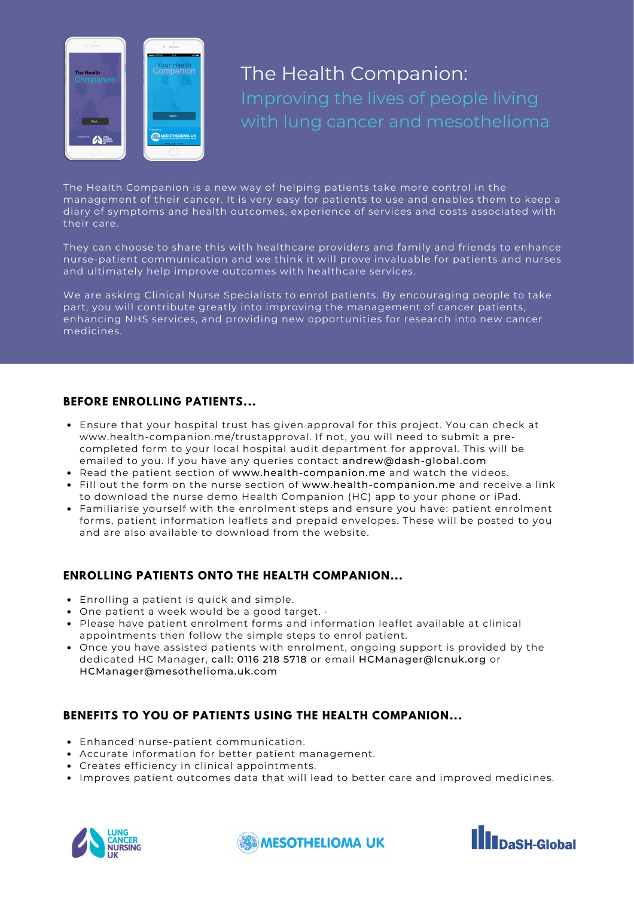# The Health Companion:

## Improving the lives of people living with lung cancer and mesothelioma

The Health Companion is a new way of helping patients take more control in the management of their cancer. It is very easy for patients to use and enables them to keep a diary of symptoms and health outcomes, experience of services and costs associated with their care.

They can choose to share this with healthcare providers and family and friends to enhance nurse-patient communication and we think it will prove invaluable for patients and nurses and ultimately help improve outcomes with healthcare services.

We are asking Clinical Nurse Specialists to enrol patients. By encouraging people to take part, you will contribute greatly into improving the management of cancer patients, enhancing NHS services, and providing new opportunities for research into new cancer medicines.

### BEFORE ENROLLING PATIENTS...

- Ensure that your hospital trust has given approval for this project. You can check at www.health-companion.me/trustapproval. If not, you will need to submit a pre-completed form to your local hospital audit department for approval. This will be emailed to you. If you have any queries contact andrew@dash-global.com
- Read the patient section of www.health-companion.me and watch the videos.
- Fill out the form on the nurse section of www.health-companion.me and receive a link to download the nurse demo Health Companion (HC) app to your phone or iPad.
- Familiarise yourself with the enrolment steps and ensure you have: patient enrolment forms, patient information leaflets and prepaid envelopes. These will be posted to you and are also available to download from the website.

### ENROLLING PATIENTS ONTO THE HEALTH COMPANION...

- Enrolling a patient is quick and simple.
- One patient a week would be a good target. ·
- Please have patient enrolment forms and information leaflet available at clinical appointments then follow the simple steps to enrol patient.
- Once you have assisted patients with enrolment, ongoing support is provided by the dedicated HC Manager, call: 0116 218 5718 or email HCManager@lcnuk.org or HCManager@mesothelioma.uk.com

### BENEFITS TO YOU OF PATIENTS USING THE HEALTH COMPANION...

- Enhanced nurse-patient communication.
- Accurate information for better patient management.
- Creates efficiency in clinical appointments.
- Improves patient outcomes data that will lead to better care and improved medicines.

LUNG CANCER NURSING UK | MESOTHELIOMA UK | DaSH-Global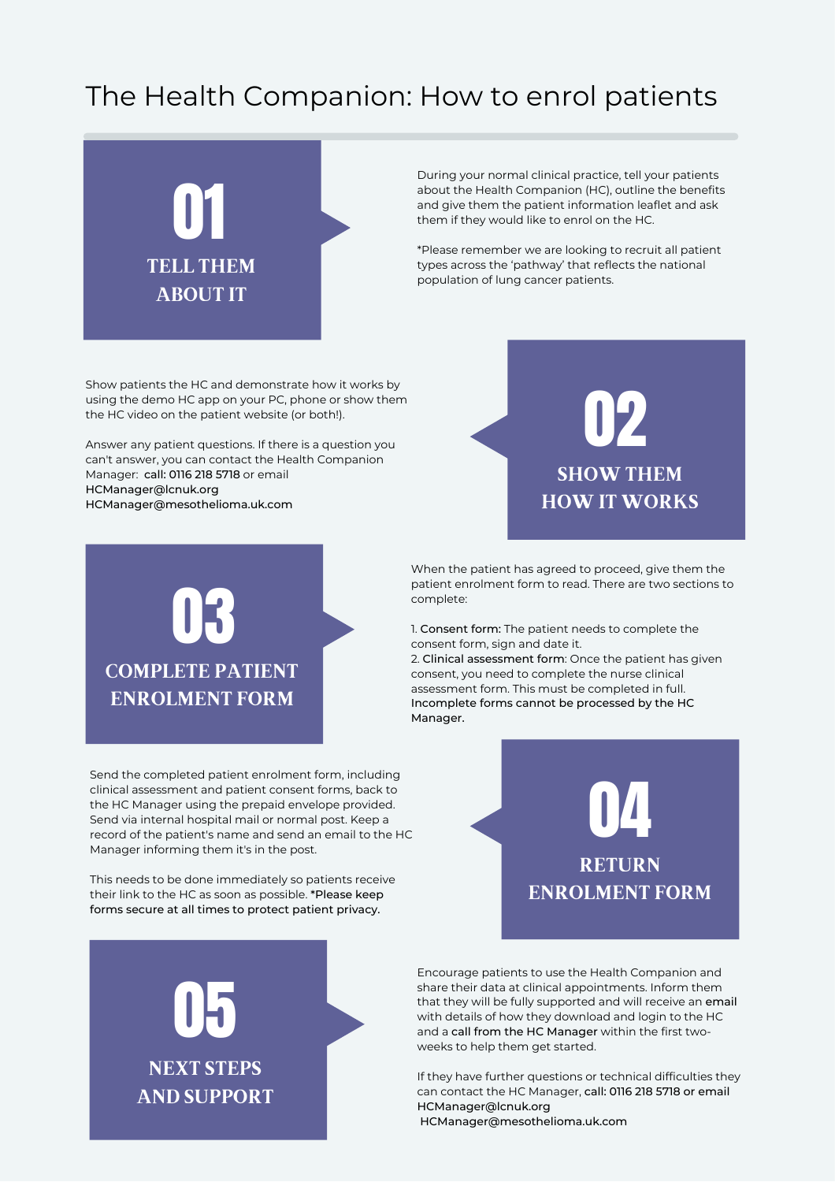# The Health Companion: How to enrol patients

## 01 TELL THEM ABOUT IT

During your normal clinical practice, tell your patients about the Health Companion (HC), outline the benefits and give them the patient information leaflet and ask them if they would like to enrol on the HC.

*Please remember we are looking to recruit all patient types across the 'pathway' that reflects the national population of lung cancer patients.

## 02 SHOW THEM HOW IT WORKS

Show patients the HC and demonstrate how it works by using the demo HC app on your PC, phone or show them the HC video on the patient website (or both!).

Answer any patient questions. If there is a question you can't answer, you can contact the Health Companion Manager: **call: 0116 218 5718** or email **HCManager@lcnuk.org HCManager@mesothelioma.uk.com**

## 03 COMPLETE PATIENT ENROLMENT FORM

When the patient has agreed to proceed, give them the patient enrolment form to read. There are two sections to complete:

1. **Consent form:** The patient needs to complete the consent form, sign and date it.
2. **Clinical assessment form**: Once the patient has given consent, you need to complete the nurse clinical assessment form. This must be completed in full. **Incomplete forms cannot be processed by the HC Manager.**

## 04 RETURN ENROLMENT FORM

Send the completed patient enrolment form, including clinical assessment and patient consent forms, back to the HC Manager using the prepaid envelope provided. Send via internal hospital mail or normal post. Keep a record of the patient's name and send an email to the HC Manager informing them it's in the post.

This needs to be done immediately so patients receive their link to the HC as soon as possible. **\*Please keep forms secure at all times to protect patient privacy.**

## 05 NEXT STEPS AND SUPPORT

Encourage patients to use the Health Companion and share their data at clinical appointments. Inform them that they will be fully supported and will receive an **email** with details of how they download and login to the HC and a **call from the HC Manager** within the first two-weeks to help them get started.

If they have further questions or technical difficulties they can contact the HC Manager, **call: 0116 218 5718 or email HCManager@lcnuk.org HCManager@mesothelioma.uk.com**